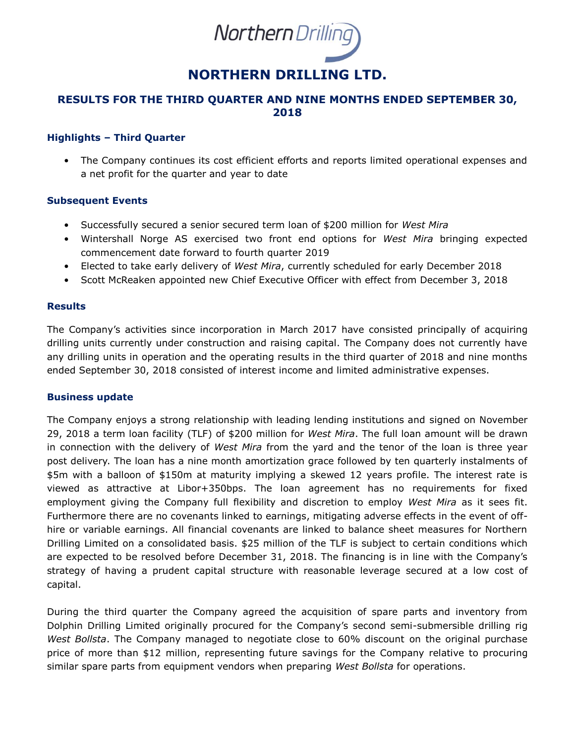# NORTHERN DRILLING LTD.

## RESULTS FOR THE THIRD QUARTER AND NINE MONTHS ENDED SEPTEMBER 30, 2018

### Highlights – Third Quarter

- The Company continues its cost efficient efforts and reports limited operational expenses and a net profit for the quarter and year to date

### Subsequent Events

- Successfully secured a senior secured term loan of $200 million for *West Mira*
- Wintershall Norge AS exercised two front end options for *West Mira* bringing expected commencement date forward to fourth quarter 2019
- Elected to take early delivery of *West Mira*, currently scheduled for early December 2018
- Scott McReaken appointed new Chief Executive Officer with effect from December 3, 2018

### Results

The Company's activities since incorporation in March 2017 have consisted principally of acquiring drilling units currently under construction and raising capital. The Company does not currently have any drilling units in operation and the operating results in the third quarter of 2018 and nine months ended September 30, 2018 consisted of interest income and limited administrative expenses.

### Business update

The Company enjoys a strong relationship with leading lending institutions and signed on November 29, 2018 a term loan facility (TLF) of $200 million for *West Mira*. The full loan amount will be drawn in connection with the delivery of *West Mira* from the yard and the tenor of the loan is three year post delivery. The loan has a nine month amortization grace followed by ten quarterly instalments of $5m with a balloon of $150m at maturity implying a skewed 12 years profile. The interest rate is viewed as attractive at Libor+350bps. The loan agreement has no requirements for fixed employment giving the Company full flexibility and discretion to employ *West Mira* as it sees fit. Furthermore there are no covenants linked to earnings, mitigating adverse effects in the event of off-hire or variable earnings. All financial covenants are linked to balance sheet measures for Northern Drilling Limited on a consolidated basis. $25 million of the TLF is subject to certain conditions which are expected to be resolved before December 31, 2018. The financing is in line with the Company's strategy of having a prudent capital structure with reasonable leverage secured at a low cost of capital.

During the third quarter the Company agreed the acquisition of spare parts and inventory from Dolphin Drilling Limited originally procured for the Company's second semi-submersible drilling rig *West Bollsta*. The Company managed to negotiate close to 60% discount on the original purchase price of more than $12 million, representing future savings for the Company relative to procuring similar spare parts from equipment vendors when preparing *West Bollsta* for operations.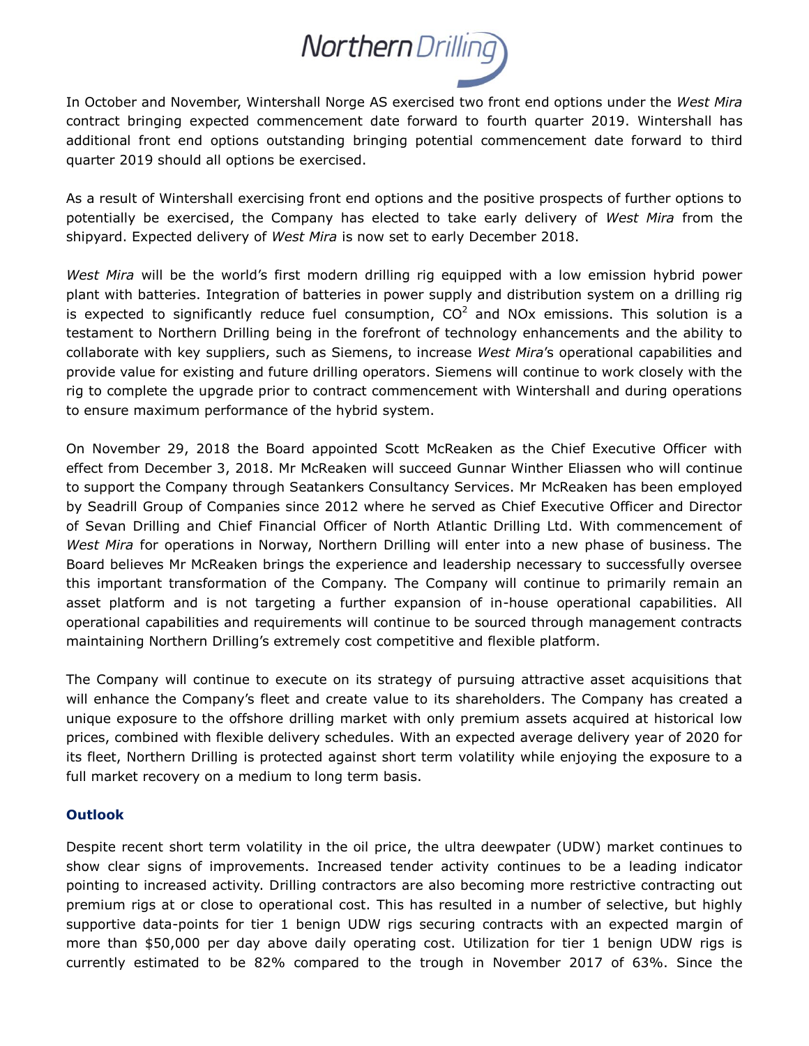In October and November, Wintershall Norge AS exercised two front end options under the *West Mira* contract bringing expected commencement date forward to fourth quarter 2019. Wintershall has additional front end options outstanding bringing potential commencement date forward to third quarter 2019 should all options be exercised.

As a result of Wintershall exercising front end options and the positive prospects of further options to potentially be exercised, the Company has elected to take early delivery of *West Mira* from the shipyard. Expected delivery of *West Mira* is now set to early December 2018.

*West Mira* will be the world's first modern drilling rig equipped with a low emission hybrid power plant with batteries. Integration of batteries in power supply and distribution system on a drilling rig is expected to significantly reduce fuel consumption, $CO^2$ and NOx emissions. This solution is a testament to Northern Drilling being in the forefront of technology enhancements and the ability to collaborate with key suppliers, such as Siemens, to increase *West Mira*'s operational capabilities and provide value for existing and future drilling operators. Siemens will continue to work closely with the rig to complete the upgrade prior to contract commencement with Wintershall and during operations to ensure maximum performance of the hybrid system.

On November 29, 2018 the Board appointed Scott McReaken as the Chief Executive Officer with effect from December 3, 2018. Mr McReaken will succeed Gunnar Winther Eliassen who will continue to support the Company through Seatankers Consultancy Services. Mr McReaken has been employed by Seadrill Group of Companies since 2012 where he served as Chief Executive Officer and Director of Sevan Drilling and Chief Financial Officer of North Atlantic Drilling Ltd. With commencement of *West Mira* for operations in Norway, Northern Drilling will enter into a new phase of business. The Board believes Mr McReaken brings the experience and leadership necessary to successfully oversee this important transformation of the Company. The Company will continue to primarily remain an asset platform and is not targeting a further expansion of in-house operational capabilities. All operational capabilities and requirements will continue to be sourced through management contracts maintaining Northern Drilling's extremely cost competitive and flexible platform.

The Company will continue to execute on its strategy of pursuing attractive asset acquisitions that will enhance the Company's fleet and create value to its shareholders. The Company has created a unique exposure to the offshore drilling market with only premium assets acquired at historical low prices, combined with flexible delivery schedules. With an expected average delivery year of 2020 for its fleet, Northern Drilling is protected against short term volatility while enjoying the exposure to a full market recovery on a medium to long term basis.

## Outlook

Despite recent short term volatility in the oil price, the ultra deewpater (UDW) market continues to show clear signs of improvements. Increased tender activity continues to be a leading indicator pointing to increased activity. Drilling contractors are also becoming more restrictive contracting out premium rigs at or close to operational cost. This has resulted in a number of selective, but highly supportive data-points for tier 1 benign UDW rigs securing contracts with an expected margin of more than $50,000 per day above daily operating cost. Utilization for tier 1 benign UDW rigs is currently estimated to be 82% compared to the trough in November 2017 of 63%. Since the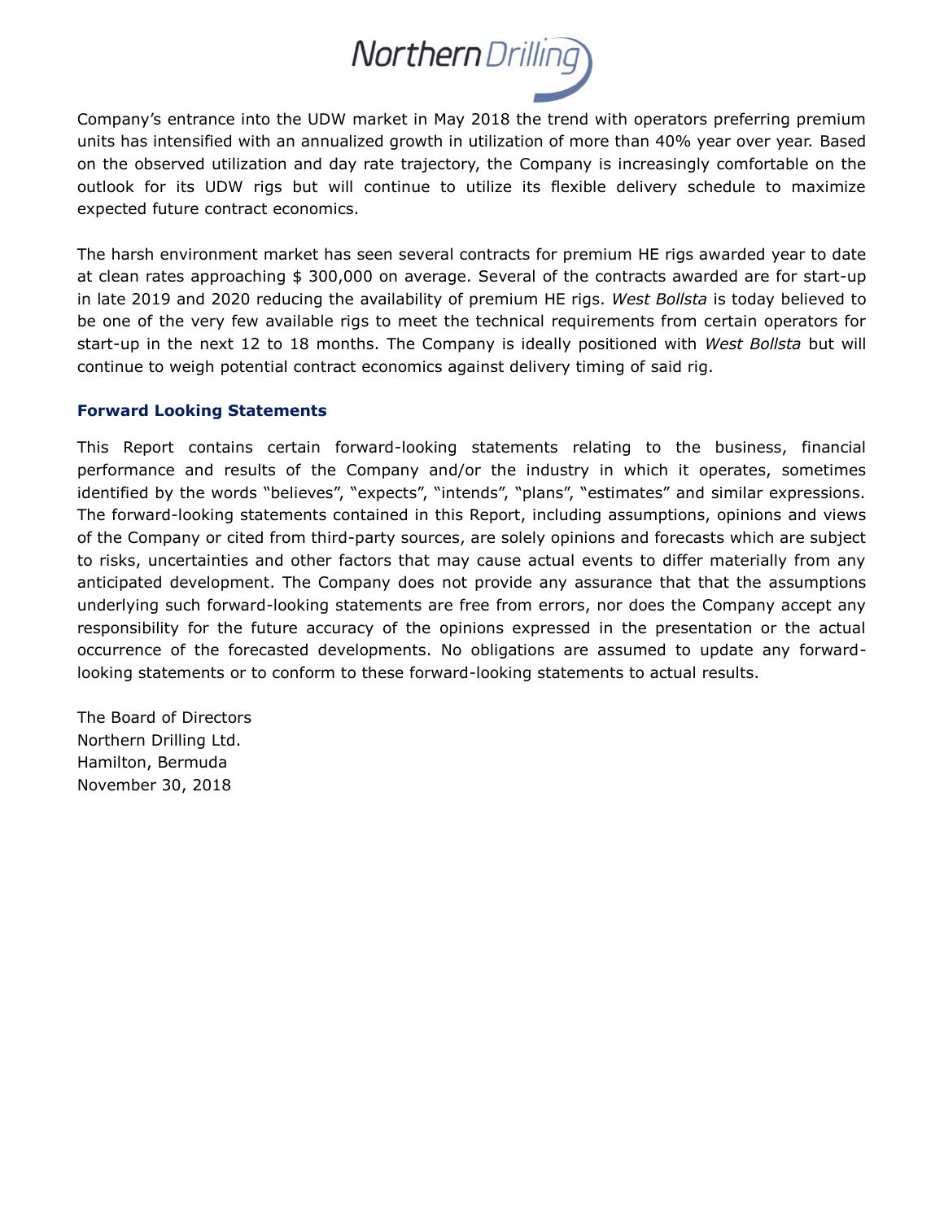Company's entrance into the UDW market in May 2018 the trend with operators preferring premium units has intensified with an annualized growth in utilization of more than 40% year over year. Based on the observed utilization and day rate trajectory, the Company is increasingly comfortable on the outlook for its UDW rigs but will continue to utilize its flexible delivery schedule to maximize expected future contract economics.

The harsh environment market has seen several contracts for premium HE rigs awarded year to date at clean rates approaching $ 300,000 on average. Several of the contracts awarded are for start-up in late 2019 and 2020 reducing the availability of premium HE rigs. *West Bollsta* is today believed to be one of the very few available rigs to meet the technical requirements from certain operators for start-up in the next 12 to 18 months. The Company is ideally positioned with *West Bollsta* but will continue to weigh potential contract economics against delivery timing of said rig.

### Forward Looking Statements

This Report contains certain forward-looking statements relating to the business, financial performance and results of the Company and/or the industry in which it operates, sometimes identified by the words "believes", "expects", "intends", "plans", "estimates" and similar expressions. The forward-looking statements contained in this Report, including assumptions, opinions and views of the Company or cited from third-party sources, are solely opinions and forecasts which are subject to risks, uncertainties and other factors that may cause actual events to differ materially from any anticipated development. The Company does not provide any assurance that that the assumptions underlying such forward-looking statements are free from errors, nor does the Company accept any responsibility for the future accuracy of the opinions expressed in the presentation or the actual occurrence of the forecasted developments. No obligations are assumed to update any forward-looking statements or to conform to these forward-looking statements to actual results.

The Board of Directors
Northern Drilling Ltd.
Hamilton, Bermuda
November 30, 2018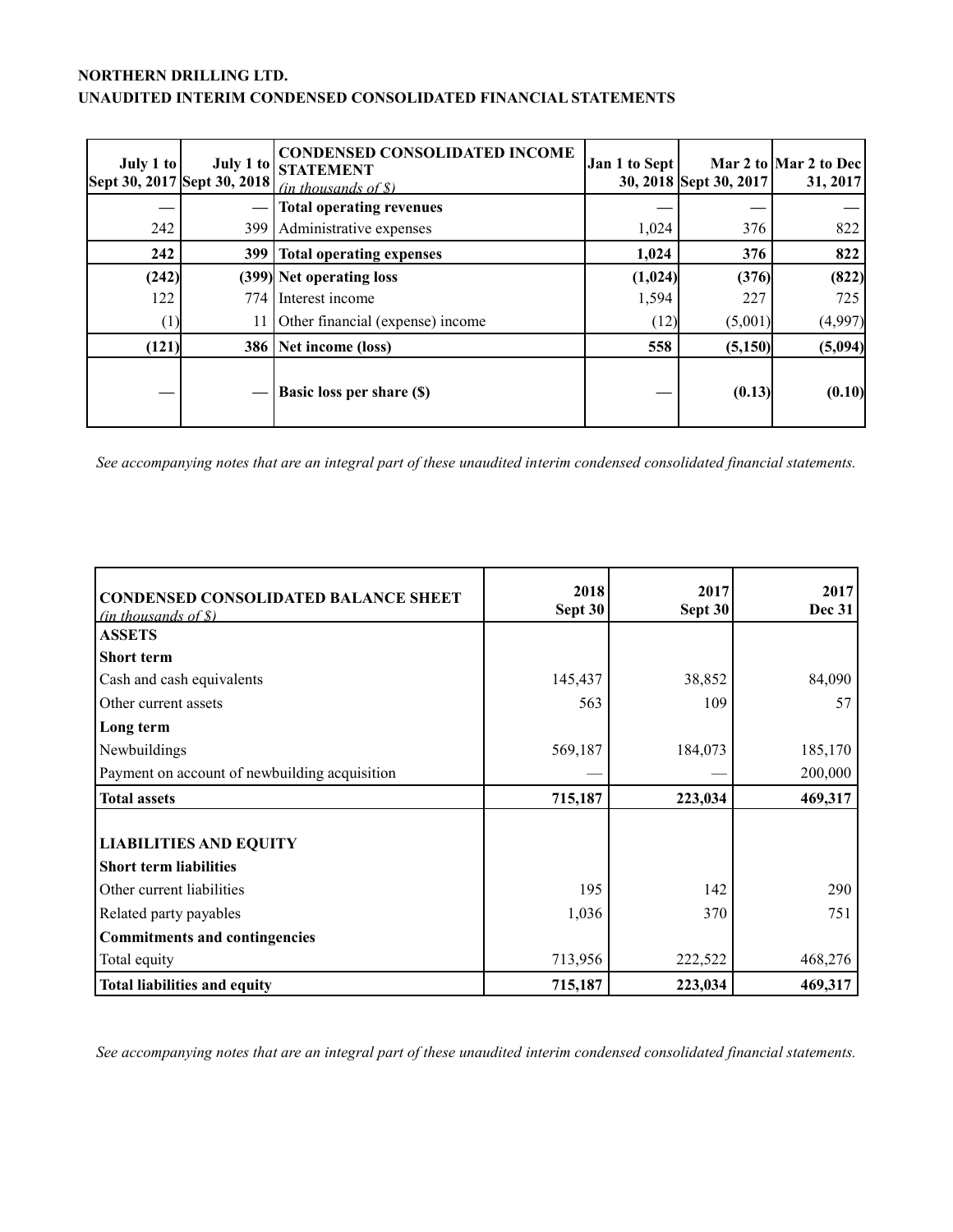**NORTHERN DRILLING LTD.**
**UNAUDITED INTERIM CONDENSED CONSOLIDATED FINANCIAL STATEMENTS**

| July 1 to Sept 30, 2017 | July 1 to Sept 30, 2018 | **CONDENSED CONSOLIDATED INCOME STATEMENT** *(in thousands of $)* | Jan 1 to Sept 30, 2018 | Mar 2 to Sept 30, 2017 | Mar 2 to Dec 31, 2017 |
|---|---|---|---|---|---|
| — | — | **Total operating revenues** | — | — | — |
| 242 | 399 | Administrative expenses | 1,024 | 376 | 822 |
| **242** | **399** | **Total operating expenses** | **1,024** | **376** | **822** |
| **(242)** | **(399)** | **Net operating loss** | **(1,024)** | **(376)** | **(822)** |
| 122 | 774 | Interest income | 1,594 | 227 | 725 |
| (1) | 11 | Other financial (expense) income | (12) | (5,001) | (4,997) |
| **(121)** | **386** | **Net income (loss)** | **558** | **(5,150)** | **(5,094)** |
| — | — | **Basic loss per share ($)** | — | **(0.13)** | **(0.10)** |

*See accompanying notes that are an integral part of these unaudited interim condensed consolidated financial statements.*

| **CONDENSED CONSOLIDATED BALANCE SHEET** *(in thousands of $)* | 2018 Sept 30 | 2017 Sept 30 | 2017 Dec 31 |
|---|---|---|---|
| **ASSETS** | | | |
| **Short term** | | | |
| Cash and cash equivalents | 145,437 | 38,852 | 84,090 |
| Other current assets | 563 | 109 | 57 |
| **Long term** | | | |
| Newbuildings | 569,187 | 184,073 | 185,170 |
| Payment on account of newbuilding acquisition | — | — | 200,000 |
| **Total assets** | **715,187** | **223,034** | **469,317** |
| | | | |
| **LIABILITIES AND EQUITY** | | | |
| **Short term liabilities** | | | |
| Other current liabilities | 195 | 142 | 290 |
| Related party payables | 1,036 | 370 | 751 |
| **Commitments and contingencies** | | | |
| Total equity | 713,956 | 222,522 | 468,276 |
| **Total liabilities and equity** | **715,187** | **223,034** | **469,317** |

*See accompanying notes that are an integral part of these unaudited interim condensed consolidated financial statements.*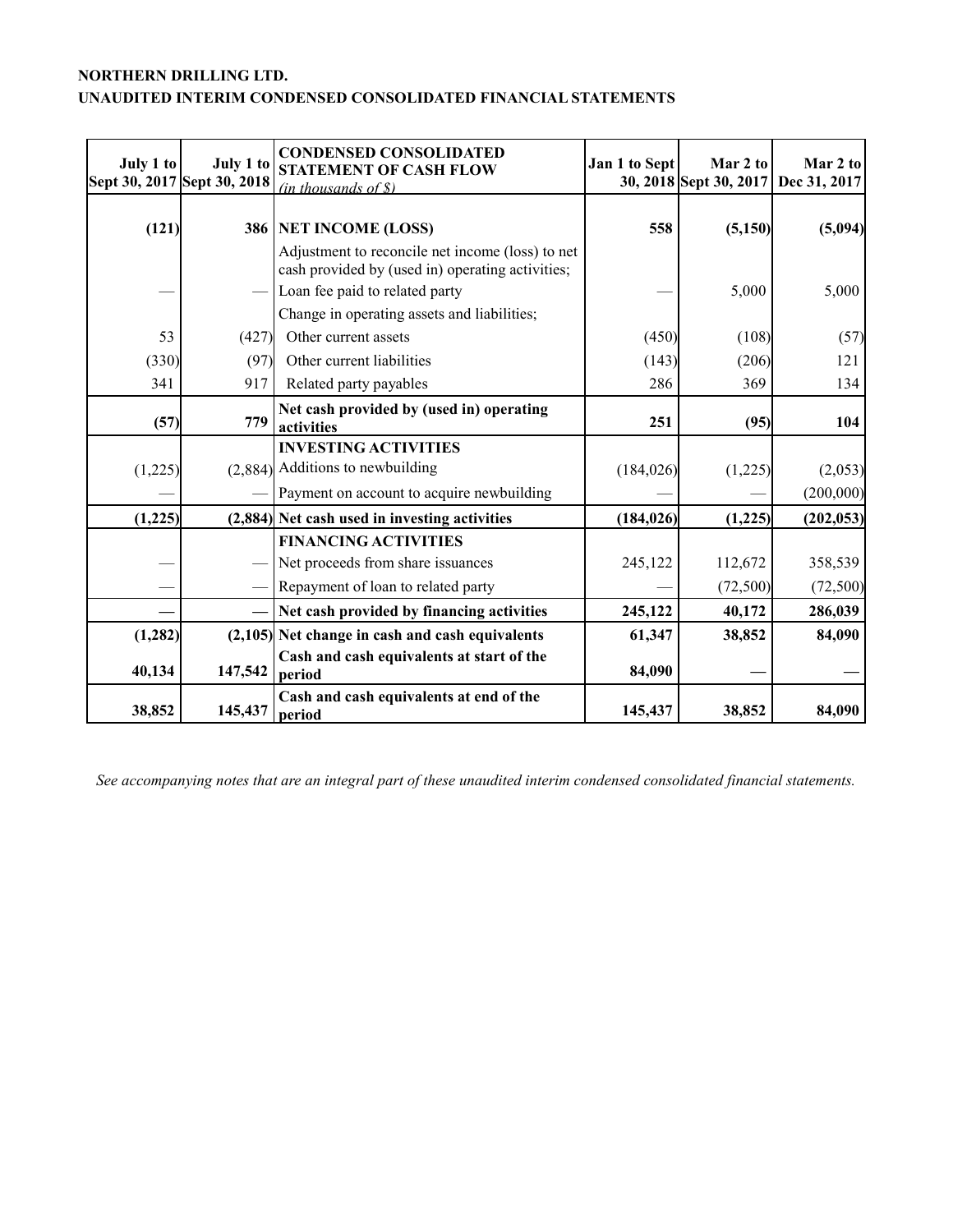**NORTHERN DRILLING LTD.**

**UNAUDITED INTERIM CONDENSED CONSOLIDATED FINANCIAL STATEMENTS**

| July 1 to Sept 30, 2017 | July 1 to Sept 30, 2018 | CONDENSED CONSOLIDATED STATEMENT OF CASH FLOW *(in thousands of $)* | Jan 1 to Sept 30, 2018 | Mar 2 to Sept 30, 2017 | Mar 2 to Dec 31, 2017 |
|---|---|---|---|---|---|
| **(121)** | **386** | **NET INCOME (LOSS)** | **558** | **(5,150)** | **(5,094)** |
| | | Adjustment to reconcile net income (loss) to net cash provided by (used in) operating activities; | | | |
| — | — | Loan fee paid to related party | — | 5,000 | 5,000 |
| | | Change in operating assets and liabilities; | | | |
| 53 | (427) | Other current assets | (450) | (108) | (57) |
| (330) | (97) | Other current liabilities | (143) | (206) | 121 |
| 341 | 917 | Related party payables | 286 | 369 | 134 |
| **(57)** | **779** | **Net cash provided by (used in) operating activities** | **251** | **(95)** | **104** |
| | | **INVESTING ACTIVITIES** | | | |
| (1,225) | (2,884) | Additions to newbuilding | (184,026) | (1,225) | (2,053) |
| — | — | Payment on account to acquire newbuilding | — | — | (200,000) |
| **(1,225)** | **(2,884)** | **Net cash used in investing activities** | **(184,026)** | **(1,225)** | **(202,053)** |
| | | **FINANCING ACTIVITIES** | | | |
| — | — | Net proceeds from share issuances | 245,122 | 112,672 | 358,539 |
| — | — | Repayment of loan to related party | — | (72,500) | (72,500) |
| **—** | **—** | **Net cash provided by financing activities** | **245,122** | **40,172** | **286,039** |
| **(1,282)** | **(2,105)** | **Net change in cash and cash equivalents** | **61,347** | **38,852** | **84,090** |
| **40,134** | **147,542** | **Cash and cash equivalents at start of the period** | **84,090** | **—** | **—** |
| **38,852** | **145,437** | **Cash and cash equivalents at end of the period** | **145,437** | **38,852** | **84,090** |

*See accompanying notes that are an integral part of these unaudited interim condensed consolidated financial statements.*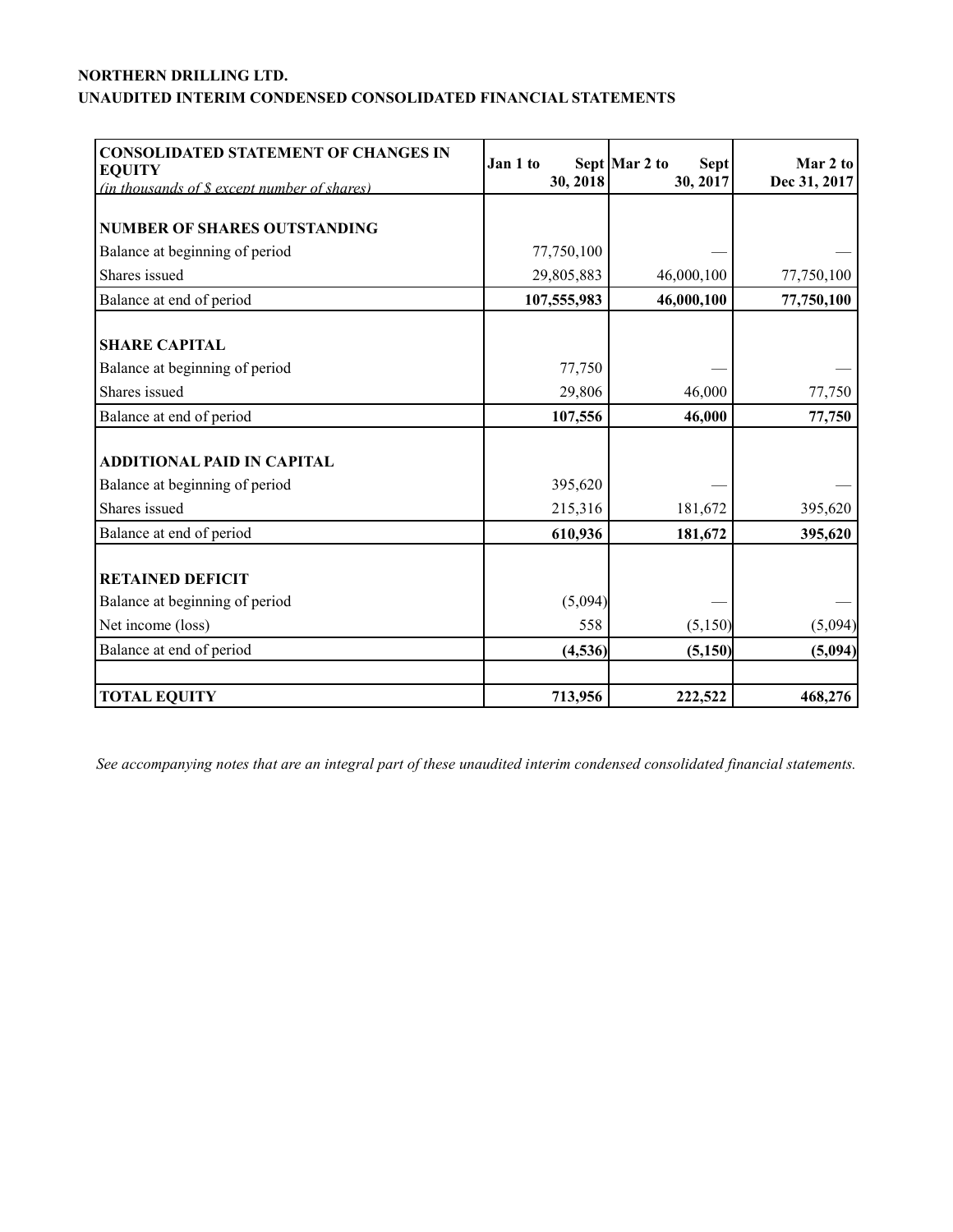**NORTHERN DRILLING LTD.**
**UNAUDITED INTERIM CONDENSED CONSOLIDATED FINANCIAL STATEMENTS**

| **CONSOLIDATED STATEMENT OF CHANGES IN EQUITY** *(in thousands of $ except number of shares)* | **Jan 1 to Sept 30, 2018** | **Mar 2 to Sept 30, 2017** | **Mar 2 to Dec 31, 2017** |
|---|---|---|---|
| **NUMBER OF SHARES OUTSTANDING** | | | |
| Balance at beginning of period | 77,750,100 | — | — |
| Shares issued | 29,805,883 | 46,000,100 | 77,750,100 |
| Balance at end of period | **107,555,983** | **46,000,100** | **77,750,100** |
| **SHARE CAPITAL** | | | |
| Balance at beginning of period | 77,750 | — | — |
| Shares issued | 29,806 | 46,000 | 77,750 |
| Balance at end of period | **107,556** | **46,000** | **77,750** |
| **ADDITIONAL PAID IN CAPITAL** | | | |
| Balance at beginning of period | 395,620 | — | — |
| Shares issued | 215,316 | 181,672 | 395,620 |
| Balance at end of period | **610,936** | **181,672** | **395,620** |
| **RETAINED DEFICIT** | | | |
| Balance at beginning of period | (5,094) | — | — |
| Net income (loss) | 558 | (5,150) | (5,094) |
| Balance at end of period | **(4,536)** | **(5,150)** | **(5,094)** |
| | | | |
| **TOTAL EQUITY** | **713,956** | **222,522** | **468,276** |

*See accompanying notes that are an integral part of these unaudited interim condensed consolidated financial statements.*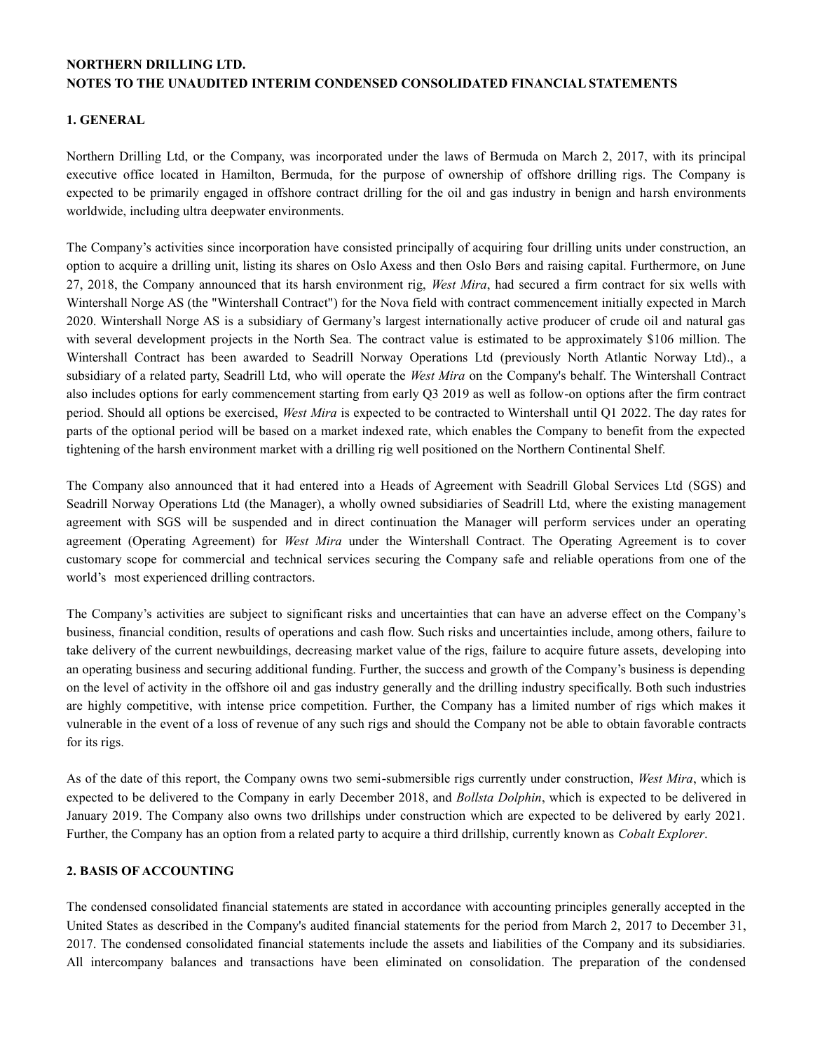**NORTHERN DRILLING LTD.**
**NOTES TO THE UNAUDITED INTERIM CONDENSED CONSOLIDATED FINANCIAL STATEMENTS**

## 1. GENERAL

Northern Drilling Ltd, or the Company, was incorporated under the laws of Bermuda on March 2, 2017, with its principal executive office located in Hamilton, Bermuda, for the purpose of ownership of offshore drilling rigs. The Company is expected to be primarily engaged in offshore contract drilling for the oil and gas industry in benign and harsh environments worldwide, including ultra deepwater environments.

The Company's activities since incorporation have consisted principally of acquiring four drilling units under construction, an option to acquire a drilling unit, listing its shares on Oslo Axess and then Oslo Børs and raising capital. Furthermore, on June 27, 2018, the Company announced that its harsh environment rig, *West Mira*, had secured a firm contract for six wells with Wintershall Norge AS (the "Wintershall Contract") for the Nova field with contract commencement initially expected in March 2020. Wintershall Norge AS is a subsidiary of Germany's largest internationally active producer of crude oil and natural gas with several development projects in the North Sea. The contract value is estimated to be approximately $106 million. The Wintershall Contract has been awarded to Seadrill Norway Operations Ltd (previously North Atlantic Norway Ltd)., a subsidiary of a related party, Seadrill Ltd, who will operate the *West Mira* on the Company's behalf. The Wintershall Contract also includes options for early commencement starting from early Q3 2019 as well as follow-on options after the firm contract period. Should all options be exercised, *West Mira* is expected to be contracted to Wintershall until Q1 2022. The day rates for parts of the optional period will be based on a market indexed rate, which enables the Company to benefit from the expected tightening of the harsh environment market with a drilling rig well positioned on the Northern Continental Shelf.

The Company also announced that it had entered into a Heads of Agreement with Seadrill Global Services Ltd (SGS) and Seadrill Norway Operations Ltd (the Manager), a wholly owned subsidiaries of Seadrill Ltd, where the existing management agreement with SGS will be suspended and in direct continuation the Manager will perform services under an operating agreement (Operating Agreement) for *West Mira* under the Wintershall Contract. The Operating Agreement is to cover customary scope for commercial and technical services securing the Company safe and reliable operations from one of the world's most experienced drilling contractors.

The Company's activities are subject to significant risks and uncertainties that can have an adverse effect on the Company's business, financial condition, results of operations and cash flow. Such risks and uncertainties include, among others, failure to take delivery of the current newbuildings, decreasing market value of the rigs, failure to acquire future assets, developing into an operating business and securing additional funding. Further, the success and growth of the Company's business is depending on the level of activity in the offshore oil and gas industry generally and the drilling industry specifically. Both such industries are highly competitive, with intense price competition. Further, the Company has a limited number of rigs which makes it vulnerable in the event of a loss of revenue of any such rigs and should the Company not be able to obtain favorable contracts for its rigs.

As of the date of this report, the Company owns two semi-submersible rigs currently under construction, *West Mira*, which is expected to be delivered to the Company in early December 2018, and *Bollsta Dolphin*, which is expected to be delivered in January 2019. The Company also owns two drillships under construction which are expected to be delivered by early 2021. Further, the Company has an option from a related party to acquire a third drillship, currently known as *Cobalt Explorer*.

## 2. BASIS OF ACCOUNTING

The condensed consolidated financial statements are stated in accordance with accounting principles generally accepted in the United States as described in the Company's audited financial statements for the period from March 2, 2017 to December 31, 2017. The condensed consolidated financial statements include the assets and liabilities of the Company and its subsidiaries. All intercompany balances and transactions have been eliminated on consolidation. The preparation of the condensed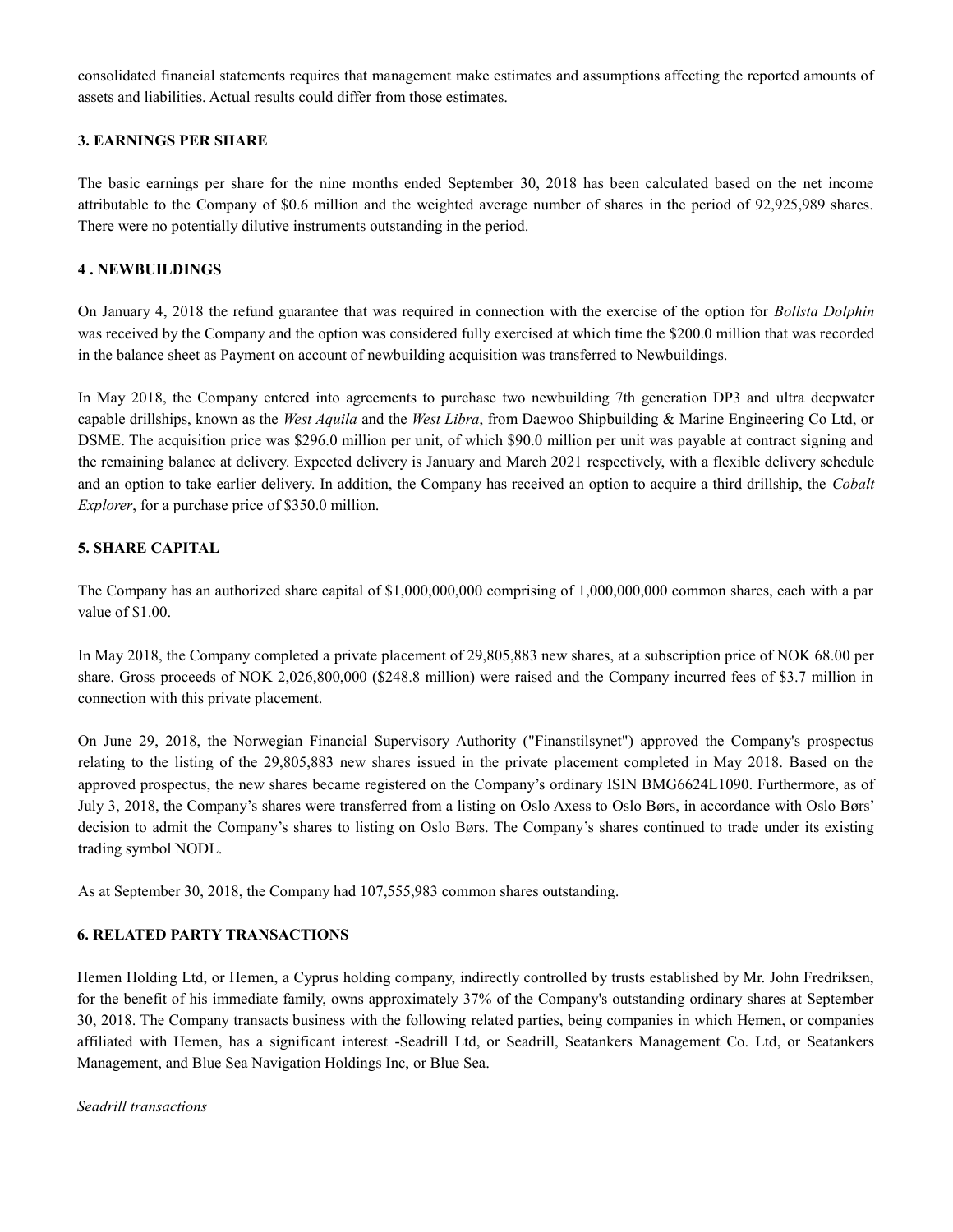consolidated financial statements requires that management make estimates and assumptions affecting the reported amounts of assets and liabilities. Actual results could differ from those estimates.

## 3. EARNINGS PER SHARE

The basic earnings per share for the nine months ended September 30, 2018 has been calculated based on the net income attributable to the Company of $0.6 million and the weighted average number of shares in the period of 92,925,989 shares. There were no potentially dilutive instruments outstanding in the period.

## 4 . NEWBUILDINGS

On January 4, 2018 the refund guarantee that was required in connection with the exercise of the option for *Bollsta Dolphin* was received by the Company and the option was considered fully exercised at which time the $200.0 million that was recorded in the balance sheet as Payment on account of newbuilding acquisition was transferred to Newbuildings.

In May 2018, the Company entered into agreements to purchase two newbuilding 7th generation DP3 and ultra deepwater capable drillships, known as the *West Aquila* and the *West Libra*, from Daewoo Shipbuilding & Marine Engineering Co Ltd, or DSME. The acquisition price was $296.0 million per unit, of which $90.0 million per unit was payable at contract signing and the remaining balance at delivery. Expected delivery is January and March 2021 respectively, with a flexible delivery schedule and an option to take earlier delivery. In addition, the Company has received an option to acquire a third drillship, the *Cobalt Explorer*, for a purchase price of $350.0 million.

## 5. SHARE CAPITAL

The Company has an authorized share capital of $1,000,000,000 comprising of 1,000,000,000 common shares, each with a par value of $1.00.

In May 2018, the Company completed a private placement of 29,805,883 new shares, at a subscription price of NOK 68.00 per share. Gross proceeds of NOK 2,026,800,000 ($248.8 million) were raised and the Company incurred fees of $3.7 million in connection with this private placement.

On June 29, 2018, the Norwegian Financial Supervisory Authority ("Finanstilsynet") approved the Company's prospectus relating to the listing of the 29,805,883 new shares issued in the private placement completed in May 2018. Based on the approved prospectus, the new shares became registered on the Company's ordinary ISIN BMG6624L1090. Furthermore, as of July 3, 2018, the Company's shares were transferred from a listing on Oslo Axess to Oslo Børs, in accordance with Oslo Børs' decision to admit the Company's shares to listing on Oslo Børs. The Company's shares continued to trade under its existing trading symbol NODL.

As at September 30, 2018, the Company had 107,555,983 common shares outstanding.

## 6. RELATED PARTY TRANSACTIONS

Hemen Holding Ltd, or Hemen, a Cyprus holding company, indirectly controlled by trusts established by Mr. John Fredriksen, for the benefit of his immediate family, owns approximately 37% of the Company's outstanding ordinary shares at September 30, 2018. The Company transacts business with the following related parties, being companies in which Hemen, or companies affiliated with Hemen, has a significant interest -Seadrill Ltd, or Seadrill, Seatankers Management Co. Ltd, or Seatankers Management, and Blue Sea Navigation Holdings Inc, or Blue Sea.

*Seadrill transactions*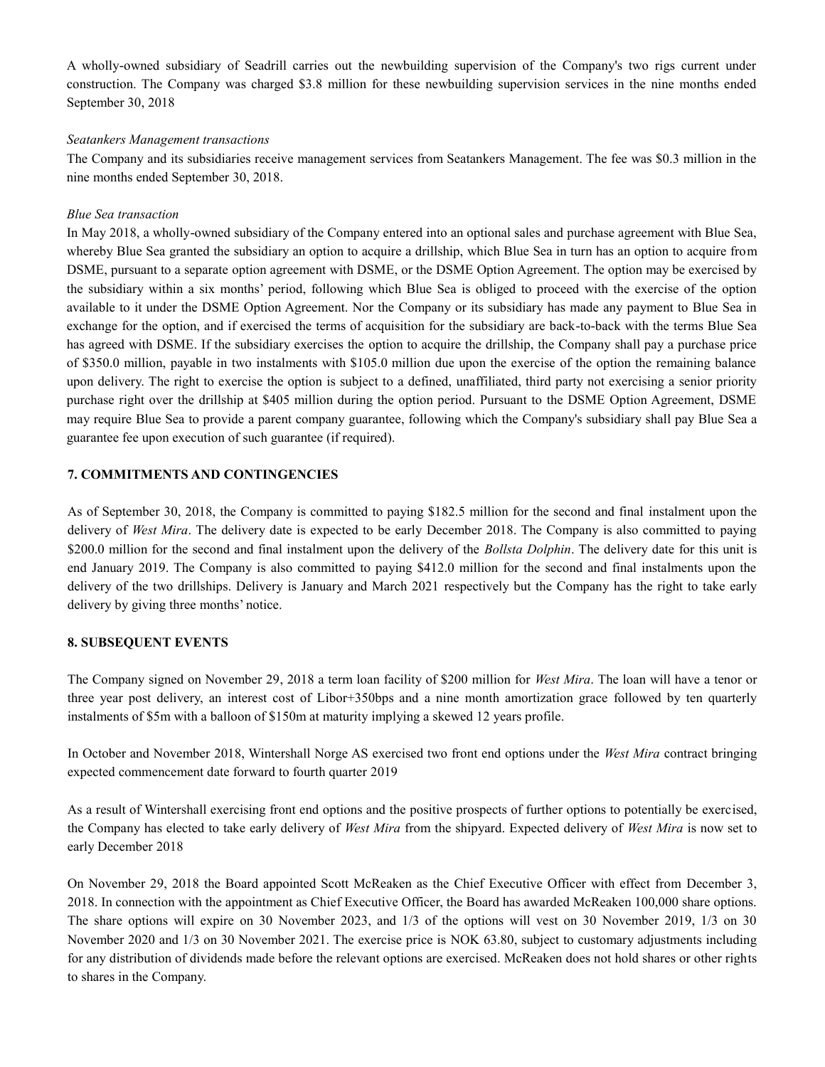A wholly-owned subsidiary of Seadrill carries out the newbuilding supervision of the Company's two rigs current under construction. The Company was charged $3.8 million for these newbuilding supervision services in the nine months ended September 30, 2018

*Seatankers Management transactions*

The Company and its subsidiaries receive management services from Seatankers Management. The fee was $0.3 million in the nine months ended September 30, 2018.

*Blue Sea transaction*

In May 2018, a wholly-owned subsidiary of the Company entered into an optional sales and purchase agreement with Blue Sea, whereby Blue Sea granted the subsidiary an option to acquire a drillship, which Blue Sea in turn has an option to acquire from DSME, pursuant to a separate option agreement with DSME, or the DSME Option Agreement. The option may be exercised by the subsidiary within a six months' period, following which Blue Sea is obliged to proceed with the exercise of the option available to it under the DSME Option Agreement. Nor the Company or its subsidiary has made any payment to Blue Sea in exchange for the option, and if exercised the terms of acquisition for the subsidiary are back-to-back with the terms Blue Sea has agreed with DSME. If the subsidiary exercises the option to acquire the drillship, the Company shall pay a purchase price of $350.0 million, payable in two instalments with $105.0 million due upon the exercise of the option the remaining balance upon delivery. The right to exercise the option is subject to a defined, unaffiliated, third party not exercising a senior priority purchase right over the drillship at $405 million during the option period. Pursuant to the DSME Option Agreement, DSME may require Blue Sea to provide a parent company guarantee, following which the Company's subsidiary shall pay Blue Sea a guarantee fee upon execution of such guarantee (if required).

## 7. COMMITMENTS AND CONTINGENCIES

As of September 30, 2018, the Company is committed to paying $182.5 million for the second and final instalment upon the delivery of *West Mira*. The delivery date is expected to be early December 2018. The Company is also committed to paying $200.0 million for the second and final instalment upon the delivery of the *Bollsta Dolphin*. The delivery date for this unit is end January 2019. The Company is also committed to paying $412.0 million for the second and final instalments upon the delivery of the two drillships. Delivery is January and March 2021 respectively but the Company has the right to take early delivery by giving three months' notice.

## 8. SUBSEQUENT EVENTS

The Company signed on November 29, 2018 a term loan facility of $200 million for *West Mira*. The loan will have a tenor or three year post delivery, an interest cost of Libor+350bps and a nine month amortization grace followed by ten quarterly instalments of $5m with a balloon of $150m at maturity implying a skewed 12 years profile.

In October and November 2018, Wintershall Norge AS exercised two front end options under the *West Mira* contract bringing expected commencement date forward to fourth quarter 2019

As a result of Wintershall exercising front end options and the positive prospects of further options to potentially be exercised, the Company has elected to take early delivery of *West Mira* from the shipyard. Expected delivery of *West Mira* is now set to early December 2018

On November 29, 2018 the Board appointed Scott McReaken as the Chief Executive Officer with effect from December 3, 2018. In connection with the appointment as Chief Executive Officer, the Board has awarded McReaken 100,000 share options. The share options will expire on 30 November 2023, and 1/3 of the options will vest on 30 November 2019, 1/3 on 30 November 2020 and 1/3 on 30 November 2021. The exercise price is NOK 63.80, subject to customary adjustments including for any distribution of dividends made before the relevant options are exercised. McReaken does not hold shares or other rights to shares in the Company.